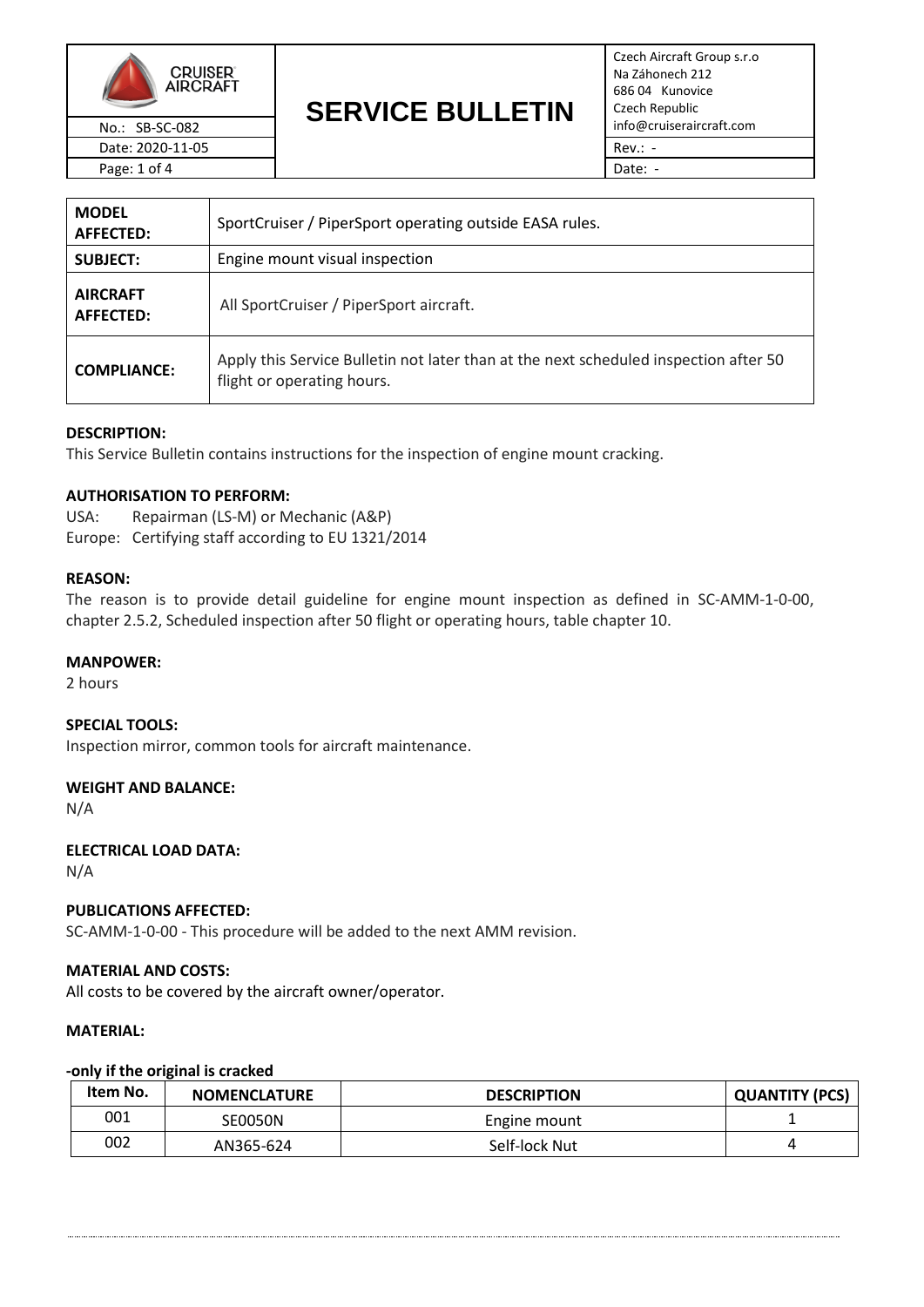| CRUISER AIRCRAFT | # SERVICE BULLETIN | Czech Aircraft Group s.r.o<br>Na Záhonech 212<br>686 04 Kunovice<br>Czech Republic<br>info@cruiseraircraft.com |
|---|---|---|
| No.: SB-SC-082 | | |
| Date: 2020-11-05 | | Rev.: - |
| | | Date: - |

| | |
|---|---|
| **MODEL AFFECTED:** | SportCruiser / PiperSport operating outside EASA rules. |
| **SUBJECT:** | Engine mount visual inspection |
| **AIRCRAFT AFFECTED:** | All SportCruiser / PiperSport aircraft. |
| **COMPLIANCE:** | Apply this Service Bulletin not later than at the next scheduled inspection after 50 flight or operating hours. |

**DESCRIPTION:**
This Service Bulletin contains instructions for the inspection of engine mount cracking.

**AUTHORISATION TO PERFORM:**
USA: Repairman (LS-M) or Mechanic (A&P)
Europe: Certifying staff according to EU 1321/2014

**REASON:**
The reason is to provide detail guideline for engine mount inspection as defined in SC-AMM-1-0-00, chapter 2.5.2, Scheduled inspection after 50 flight or operating hours, table chapter 10.

**MANPOWER:**
2 hours

**SPECIAL TOOLS:**
Inspection mirror, common tools for aircraft maintenance.

**WEIGHT AND BALANCE:**
N/A

**ELECTRICAL LOAD DATA:**
N/A

**PUBLICATIONS AFFECTED:**
SC-AMM-1-0-00 - This procedure will be added to the next AMM revision.

**MATERIAL AND COSTS:**
All costs to be covered by the aircraft owner/operator.

**MATERIAL:**

**-only if the original is cracked**

| Item No. | NOMENCLATURE | DESCRIPTION | QUANTITY (PCS) |
|---|---|---|---|
| 001 | SE0050N | Engine mount | 1 |
| 002 | AN365-624 | Self-lock Nut | 4 |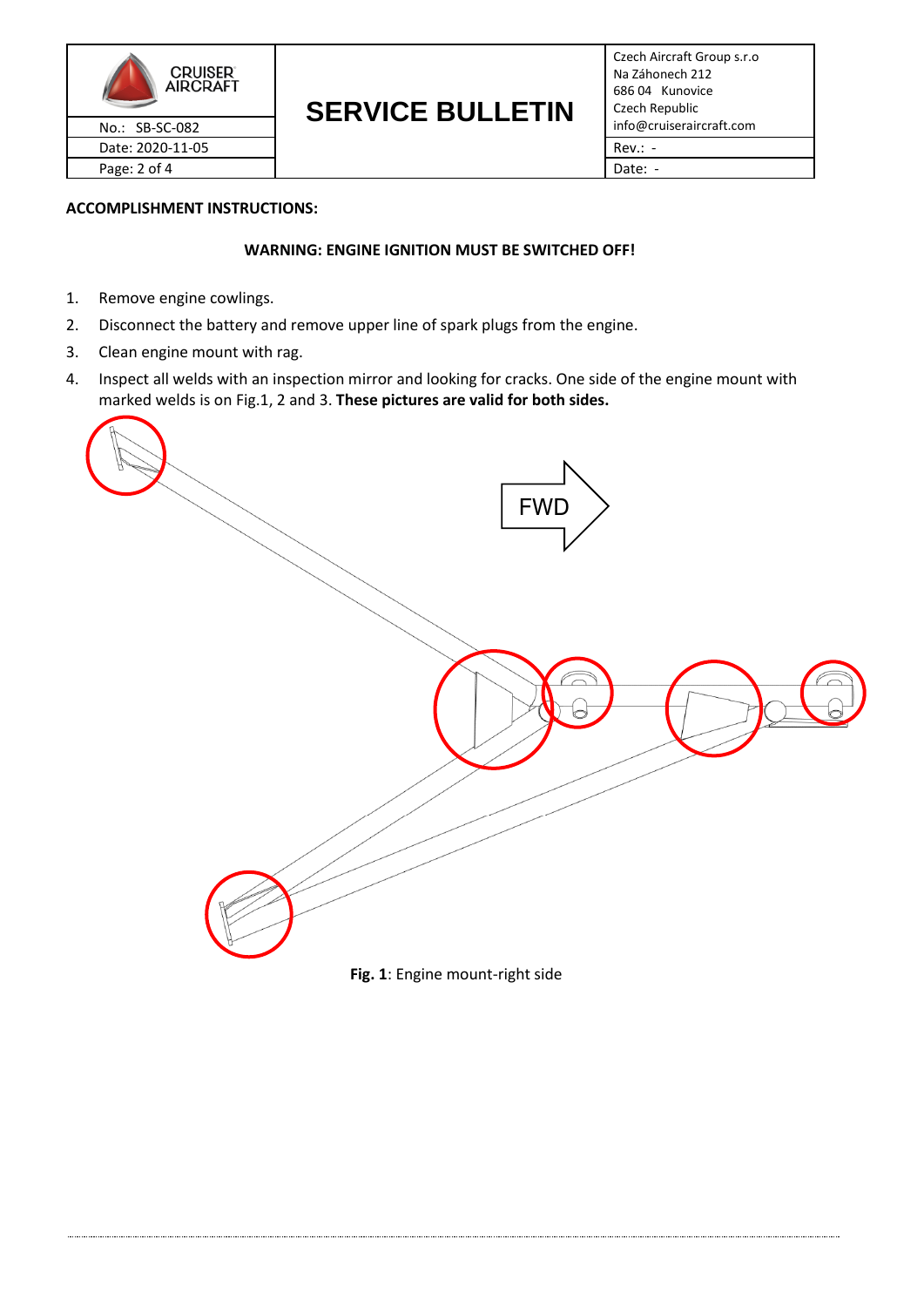**ACCOMPLISHMENT INSTRUCTIONS:**

**WARNING: ENGINE IGNITION MUST BE SWITCHED OFF!**

1. Remove engine cowlings.
2. Disconnect the battery and remove upper line of spark plugs from the engine.
3. Clean engine mount with rag.
4. Inspect all welds with an inspection mirror and looking for cracks. One side of the engine mount with marked welds is on Fig.1, 2 and 3. **These pictures are valid for both sides.**

FWD

**Fig. 1**: Engine mount-right side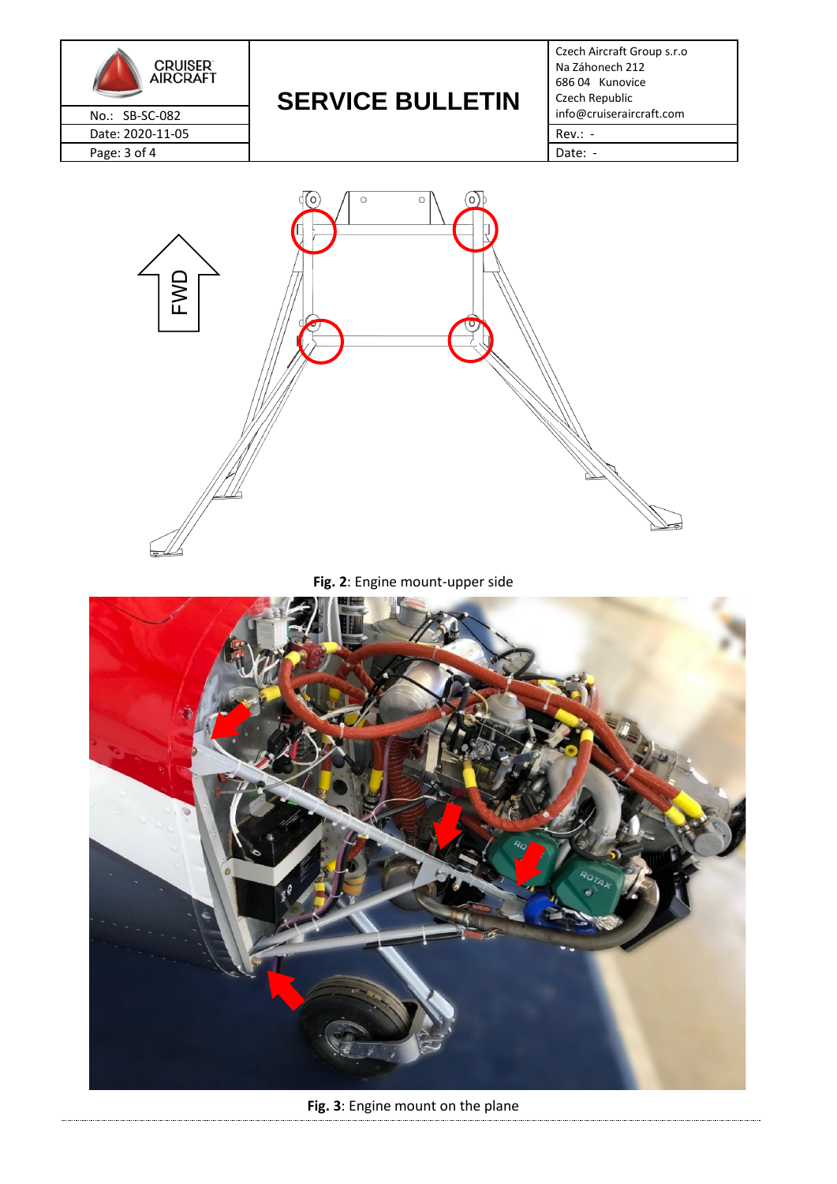Fig. 2: Engine mount-upper side

Fig. 3: Engine mount on the plane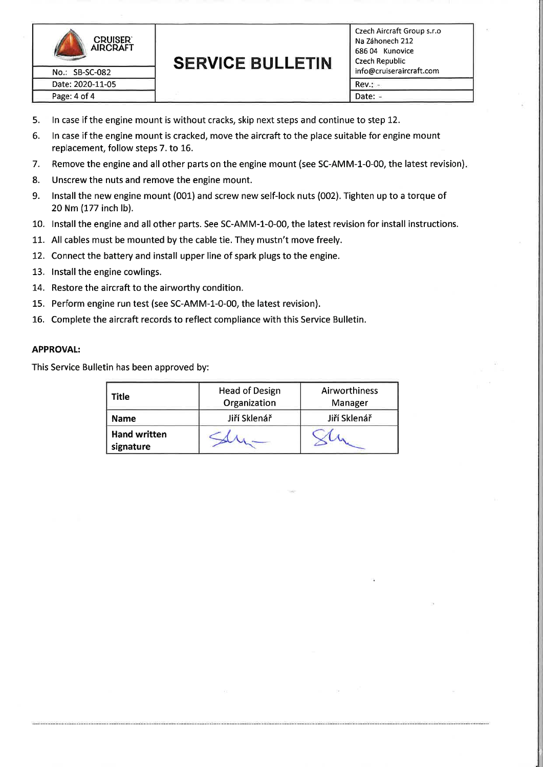5. In case if the engine mount is without cracks, skip next steps and continue to step 12.
6. In case if the engine mount is cracked, move the aircraft to the place suitable for engine mount replacement, follow steps 7. to 16.
7. Remove the engine and all other parts on the engine mount (see SC-AMM-1-0-00, the latest revision).
8. Unscrew the nuts and remove the engine mount.
9. Install the new engine mount (001) and screw new self-lock nuts (002). Tighten up to a torque of 20 Nm (177 inch lb).
10. Install the engine and all other parts. See SC-AMM-1-0-00, the latest revision for install instructions.
11. All cables must be mounted by the cable tie. They mustn't move freely.
12. Connect the battery and install upper line of spark plugs to the engine.
13. Install the engine cowlings.
14. Restore the aircraft to the airworthy condition.
15. Perform engine run test (see SC-AMM-1-0-00, the latest revision).
16. Complete the aircraft records to reflect compliance with this Service Bulletin.

**APPROVAL:**

This Service Bulletin has been approved by:

| **Title** | Head of Design Organization | Airworthiness Manager |
|---|---|---|
| **Name** | Jiří Sklenář | Jiří Sklenář |
| **Hand written signature** | | |